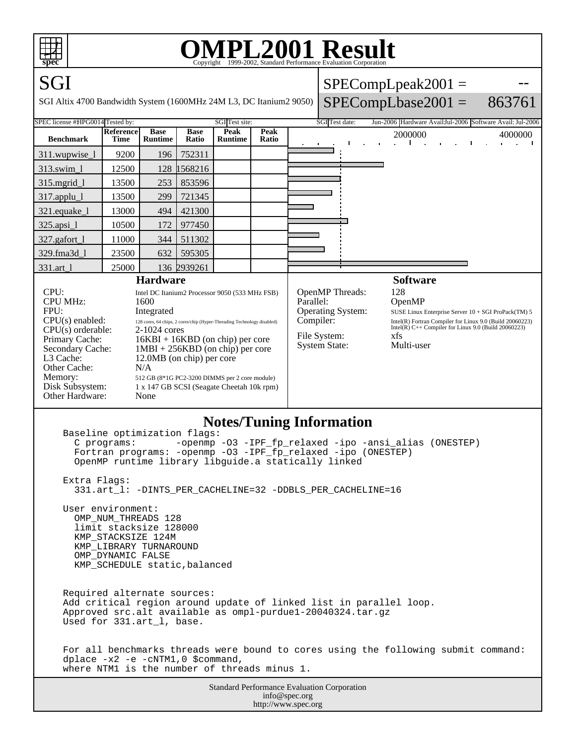# OMPL2001 Result

Copyright 1999-2002, Standard Performance Evaluation Corporation

## SGI

SGI Altix 4700 Bandwidth System (1600MHz 24M L3, DC Itanium2 9050)

SPECompLpeak2001 = --

SPECompLbase2001 = 863761

SPEC license #: HPG0014 | Tested by: SGI | Test site: | Test date: Jun-2006 | Hardware Avail: Jul-2006 | Software Avail: Jul-2006

| Benchmark | Reference Time | Base Runtime | Base Ratio | Peak Runtime | Peak Ratio |
|---|---|---|---|---|---|
| 311.wupwise_l | 9200 | 196 | 752311 | | |
| 313.swim_l | 12500 | 128 | 1568216 | | |
| 315.mgrid_l | 13500 | 253 | 853596 | | |
| 317.applu_l | 13500 | 299 | 721345 | | |
| 321.equake_l | 13000 | 494 | 421300 | | |
| 325.apsi_l | 10500 | 172 | 977450 | | |
| 327.gafort_l | 11000 | 344 | 511302 | | |
| 329.fma3d_l | 23500 | 632 | 595305 | | |
| 331.art_l | 25000 | 136 | 2939261 | | |

### Hardware

| | |
|---|---|
| CPU: | Intel DC Itanium2 Processor 9050 (533 MHz FSB) |
| CPU MHz: | 1600 |
| FPU: | Integrated |
| CPU(s) enabled: | 128 cores, 64 chips, 2 cores/chip (Hyper-Threading Technology disabled) |
| CPU(s) orderable: | 2-1024 cores |
| Primary Cache: | 16KBI + 16KBD (on chip) per core |
| Secondary Cache: | 1MBI + 256KBD (on chip) per core |
| L3 Cache: | 12.0MB (on chip) per core |
| Other Cache: | N/A |
| Memory: | 512 GB (8*1G PC2-3200 DIMMS per 2 core module) |
| Disk Subsystem: | 1 x 147 GB SCSI (Seagate Cheetah 10k rpm) |
| Other Hardware: | None |

### Software

| | |
|---|---|
| OpenMP Threads: | 128 |
| Parallel: | OpenMP |
| Operating System: | SUSE Linux Enterprise Server 10 + SGI ProPack(TM) 5 |
| Compiler: | Intel(R) Fortran Compiler for Linux 9.0 (Build 20060223) Intel(R) C++ Compiler for Linux 9.0 (Build 20060223) |
| File System: | xfs |
| System State: | Multi-user |

### Notes/Tuning Information

```
Baseline optimization flags:
  C programs:       -openmp -O3 -IPF_fp_relaxed -ipo -ansi_alias (ONESTEP)
  Fortran programs: -openmp -O3 -IPF_fp_relaxed -ipo (ONESTEP)
  OpenMP runtime library libguide.a statically linked

Extra Flags:
  331.art_l: -DINTS_PER_CACHELINE=32 -DDBLS_PER_CACHELINE=16

User environment:
  OMP_NUM_THREADS 128
  limit stacksize 128000
  KMP_STACKSIZE 124M
  KMP_LIBRARY TURNAROUND
  OMP_DYNAMIC FALSE
  KMP_SCHEDULE static,balanced


Required alternate sources:
Add critical region around update of linked list in parallel loop.
Approved src.alt available as ompl-purdue1-20040324.tar.gz
Used for 331.art_l, base.


For all benchmarks threads were bound to cores using the following submit command:
dplace -x2 -e -cNTM1,0 $command,
where NTM1 is the number of threads minus 1.
```

Standard Performance Evaluation Corporation
info@spec.org
http://www.spec.org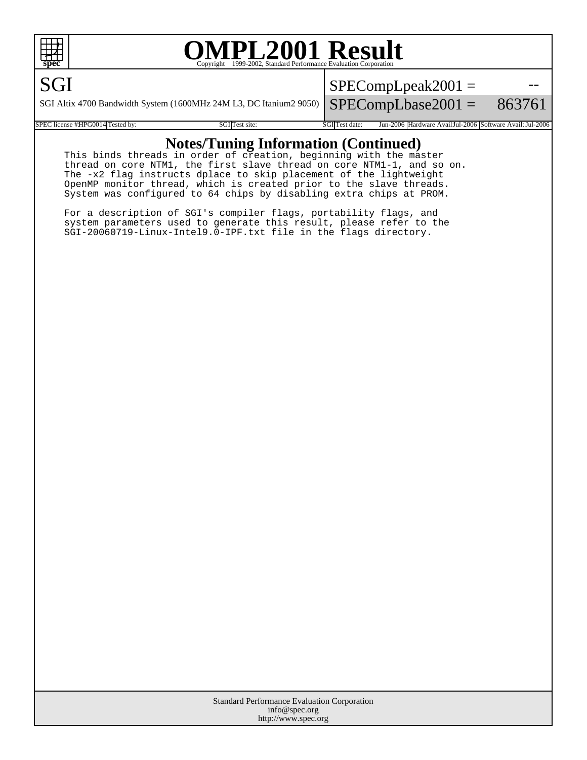# OMPL2001 Result

Copyright 1999-2002, Standard Performance Evaluation Corporation

## SGI

SGI Altix 4700 Bandwidth System (1600MHz 24M L3, DC Itanium2 9050)

SPECompLpeak2001 = --

SPECompLbase2001 = 863761

| SPEC license #: HPG0014 | Tested by: SGI | Test site: SGI | Test date: Jun-2006 | Hardware Avail: Jul-2006 | Software Avail: Jul-2006 |
|---|---|---|---|---|---|

## Notes/Tuning Information (Continued)

```
This binds threads in order of creation, beginning with the master
thread on core NTM1, the first slave thread on core NTM1-1, and so on.
The -x2 flag instructs dplace to skip placement of the lightweight
OpenMP monitor thread, which is created prior to the slave threads.
System was configured to 64 chips by disabling extra chips at PROM.

For a description of SGI's compiler flags, portability flags, and
system parameters used to generate this result, please refer to the
SGI-20060719-Linux-Intel9.0-IPF.txt file in the flags directory.
```

Standard Performance Evaluation Corporation
info@spec.org
http://www.spec.org